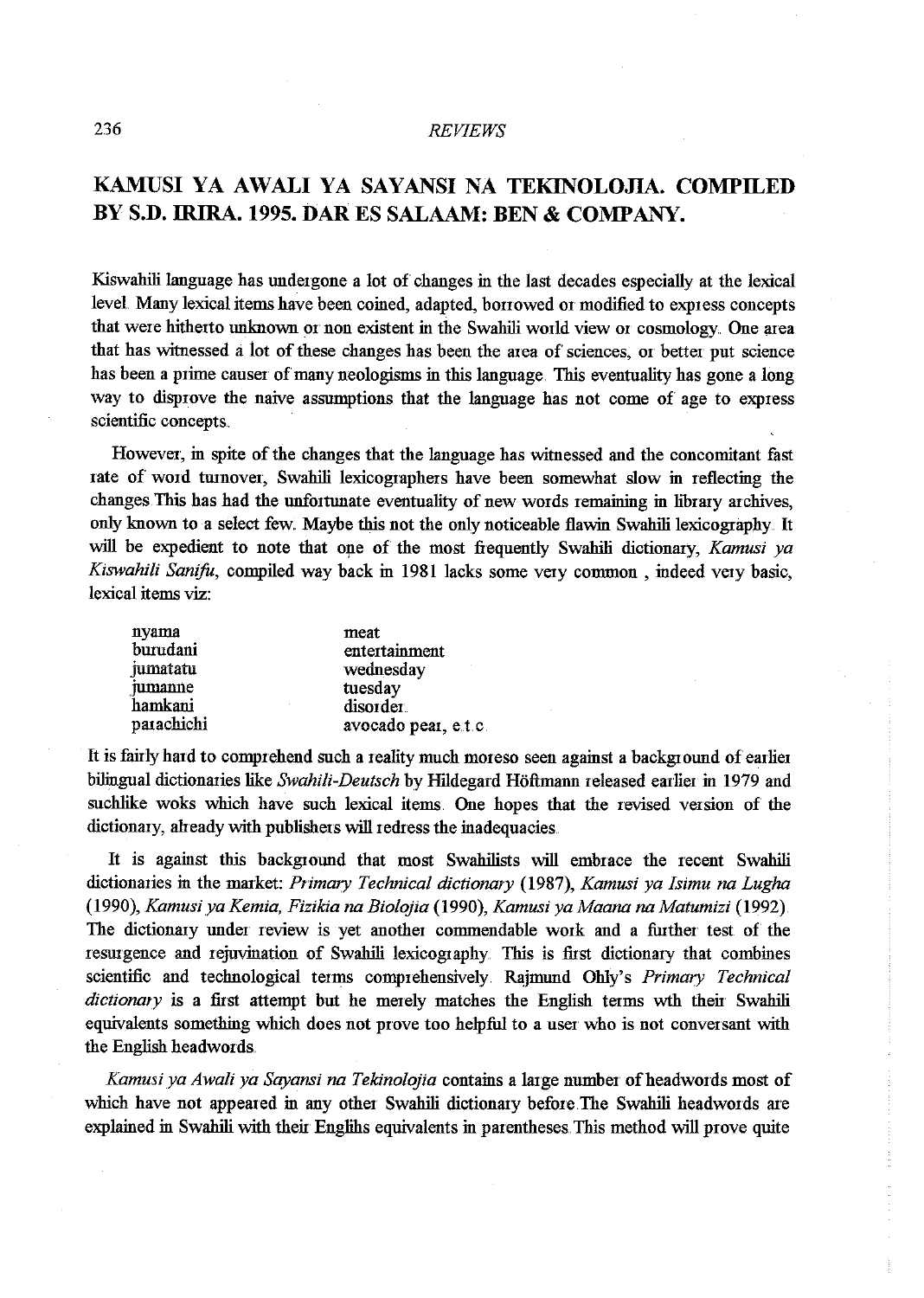## KAMUSI YA AWALI YA SAYANSI NA TEKINOLOJIA. COMPILED BY S.D. IRIRA. 1995. DAR ES SALAAM: BEN & COMPANY.

Kiswahili language has undergone a lot of changes in the last decades especially at the lexical level. Many lexical items have been coined, adapted, borrowed or modified to express concepts that were hitherto unknown or non existent in the Swahili world view or cosmology. One area that has witnessed a lot of these changes has been the area of sciences, or better put science has been a prime causer of many neologisms in this language. This eventuality has gone a long way to disprove the naive assumptions that the language has not come of age to express scientific concepts.

However, in spite of the changes that the language has witnessed and the concomitant fast rate of word turnover, Swahili lexicographers have been somewhat slow in reflecting the changes This has had the unfortunate eventuality of new words remaining in library archives, only known to a select few. Maybe this not the only noticeable flawin Swahili lexicography. It will be expedient to note that one of the most frequently Swahili dictionary, *Kamusi ya Kiswahili Sanifu*, compiled way back in 1981 lacks some very common , indeed very basic, lexical items viz:

| | |
|---|---|
| nyama | meat |
| burudani | entertainment |
| jumatatu | wednesday |
| jumanne | tuesday |
| hamkani | disorder. |
| parachichi | avocado pear, e.t.c. |

It is fairly hard to comprehend such a reality much moreso seen against a background of earlier bilingual dictionaries like *Swahili-Deutsch* by Hildegard Höftmann released earlier in 1979 and suchlike woks which have such lexical items. One hopes that the revised version of the dictionary, already with publishers will redress the inadequacies.

It is against this background that most Swahilists will embrace the recent Swahili dictionaries in the market: *Primary Technical dictionary* (1987), *Kamusi ya Isimu na Lugha* (1990), *Kamusi ya Kemia, Fizikia na Biolojia* (1990), *Kamusi ya Maana na Matumizi* (1992). The dictionary under review is yet another commendable work and a further test of the resurgence and rejuvination of Swahili lexicography. This is first dictionary that combines scientific and technological terms comprehensively. Rajmund Ohly's *Primary Technical dictionary* is a first attempt but he merely matches the English terms wth their Swahili equivalents something which does not prove too helpful to a user who is not conversant with the English headwords.

*Kamusi ya Awali ya Sayansi na Tekinolojia* contains a large number of headwords most of which have not appeared in any other Swahili dictionary before.The Swahili headwords are explained in Swahili with their Englihs equivalents in parentheses.This method will prove quite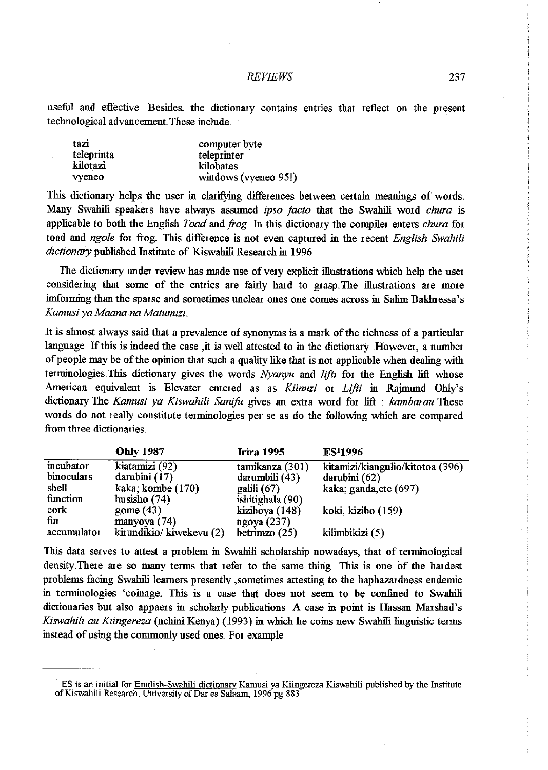useful and effective. Besides, the dictionary contains entries that reflect on the present technological advancement. These include.

| | |
|---|---|
| tazi | computer byte |
| teleprinta | teleprinter |
| kilotazi | kilobates |
| vyeneo | windows (vyeneo 95!) |

This dictionary helps the user in clarifying differences between certain meanings of words. Many Swahili speakers have always assumed *ipso facto* that the Swahili word *chura* is applicable to both the English *Toad* and *frog*. In this dictionary the compiler enters *chura* for toad and *ngole* for frog. This difference is not even captured in the recent *English Swahili dictionary* published Institute of Kiswahili Research in 1996.

The dictionary under review has made use of very explicit illustrations which help the user considering that some of the entries are fairly hard to grasp. The illustrations are more imforming than the sparse and sometimes unclear ones one comes across in Salim Bakhressa's *Kamusi ya Maana na Matumizi*.

It is almost always said that a prevalence of synonyms is a mark of the richness of a particular language. If this is indeed the case ,it is well attested to in the dictionary However, a number of people may be of the opinion that such a quality like that is not applicable when dealing with terminologies. This dictionary gives the words *Nyanyu* and *lifti* for the English lift whose American equivalent is Elevater entered as as *Kiinuzi* or *Lifti* in Rajmund Ohly's dictionary. The *Kamusi ya Kiswahili Sanifu* gives an extra word for lift : *kambarau*. These words do not really constitute terminologies per se as do the following which are compared from three dictionaries.

| | Ohly 1987 | Irira 1995 | ES[1]1996 |
|---|---|---|---|
| incubator | kiatamizi (92) | tamikanza (301) | kitamizi/kiangulio/kitotoa (396) |
| binoculars | darubini (17) | darumbili (43) | darubini (62) |
| shell | kaka; kombe (170) | galili (67) | kaka; ganda,etc (697) |
| function | husisho (74) | ishitighala (90) | |
| cork | gome (43) | kiziboya (148) | koki, kizibo (159) |
| fur | manyoya (74) | ngoya (237) | |
| accumulator | kirundikio/ kiwekevu (2) | betrimzo (25) | kilimbikizi (5) |

This data serves to attest a problem in Swahili scholarship nowadays, that of terminological density. There are so many terms that refer to the same thing. This is one of the hardest problems facing Swahili learners presently ,sometimes attesting to the haphazardness endemic in terminologies 'coinage. This is a case that does not seem to be confined to Swahili dictionaries but also appears in scholarly publications. A case in point is Hassan Marshad's *Kiswahili au Kiingereza* (nchini Kenya) (1993) in which he coins new Swahili linguistic terms instead of using the commonly used ones. For example

---

[1] ES is an initial for English-Swahili dictionary Kamusi ya Kiingereza Kiswahili published by the Institute of Kiswahili Research, University of Dar es Salaam, 1996 pg 883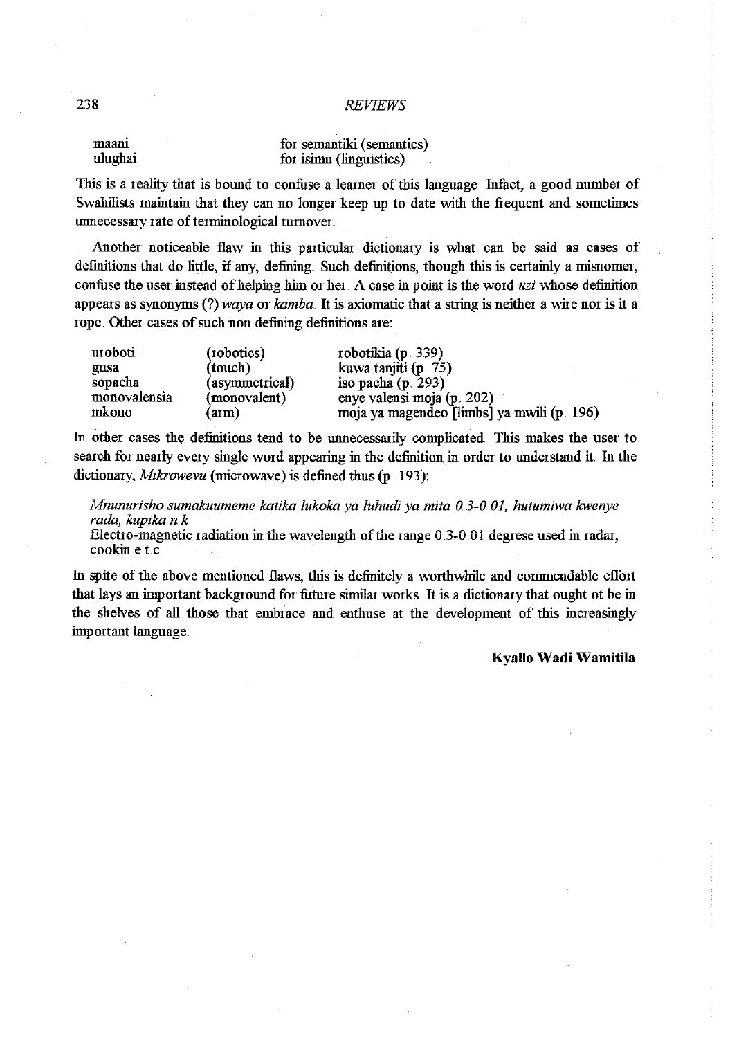| | |
|---|---|
| maani | for semantiki (semantics) |
| ulughai | for isimu (linguistics) |

This is a reality that is bound to confuse a learner of this language. Infact, a good number of Swahilists maintain that they can no longer keep up to date with the frequent and sometimes unnecessary rate of terminological turnover.

Another noticeable flaw in this particular dictionary is what can be said as cases of definitions that do little, if any, defining. Such definitions, though this is certainly a misnomer, confuse the user instead of helping him or her. A case in point is the word *uzi* whose definition appears as synonyms (?) *waya* or *kamba*. It is axiomatic that a string is neither a wire nor is it a rope. Other cases of such non defining definitions are:

| | | |
|---|---|---|
| uroboti | (robotics) | robotikia (p. 339) |
| gusa | (touch) | kuwa tanjiti (p. 75) |
| sopacha | (asymmetrical) | iso pacha (p. 293) |
| monovalensia | (monovalent) | enye valensi moja (p. 202) |
| mkono | (arm) | moja ya magendeo [limbs] ya mwili (p. 196) |

In other cases the definitions tend to be unnecessarily complicated. This makes the user to search for nearly every single word appearing in the definition in order to understand it. In the dictionary, *Mikrowevu* (microwave) is defined thus (p. 193):

> *Mnururisho sumakuumeme katika lukoka ya luhudi ya mita 0.3-0.01, hutumiwa kwenye rada, kupika n.k*
> Electro-magnetic radiation in the wavelength of the range 0.3-0.01 degrese used in radar, cookin e.t.c.

In spite of the above mentioned flaws, this is definitely a worthwhile and commendable effort that lays an important background for future similar works. It is a dictionary that ought ot be in the shelves of all those that embrace and enthuse at the development of this increasingly important language.

**Kyallo Wadi Wamitila**